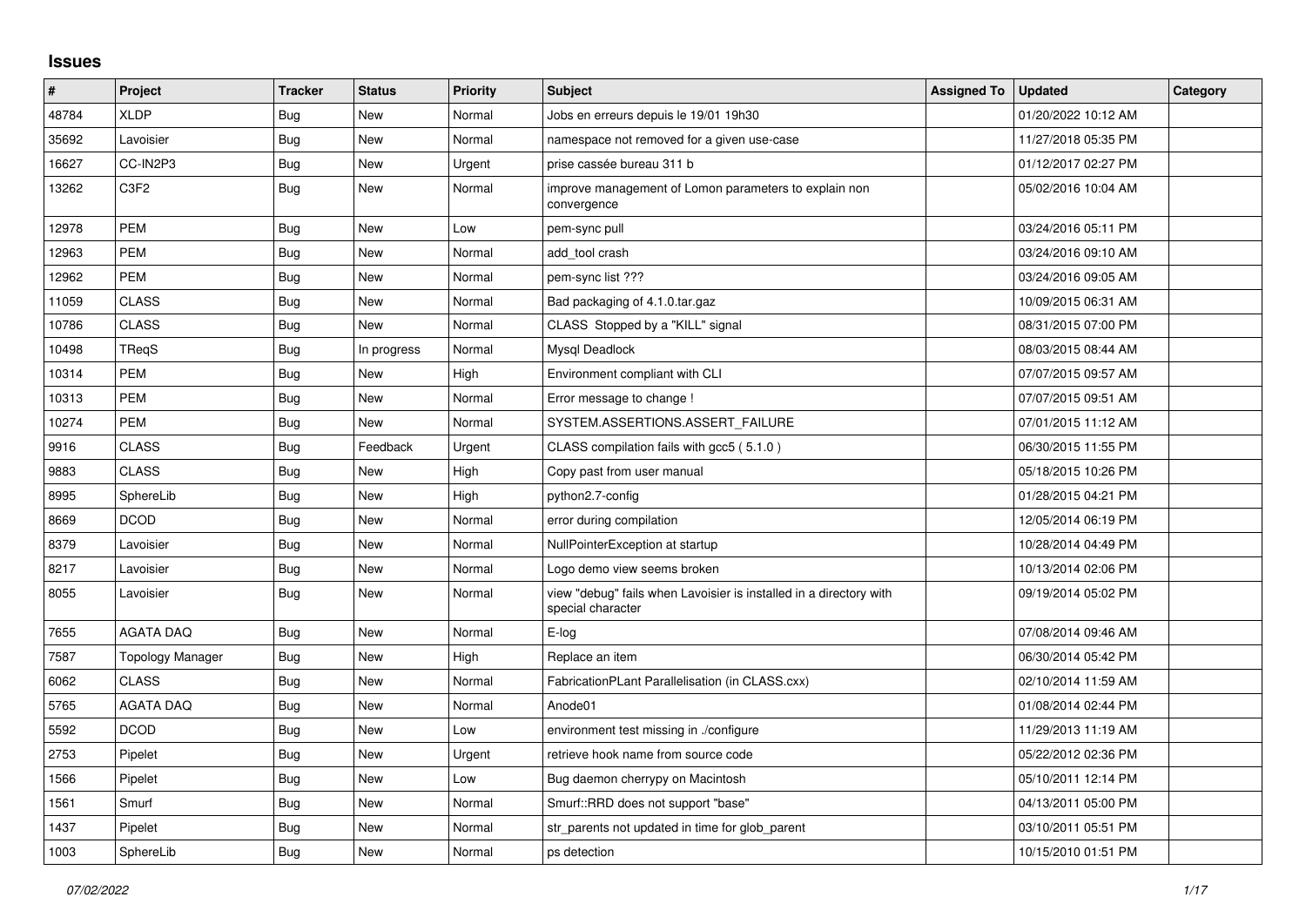## Issues

| # | Project | Tracker | Status | Priority | Subject | Assigned To | Updated | Category |
|---|---|---|---|---|---|---|---|---|
| 48784 | XLDP | Bug | New | Normal | Jobs en erreurs depuis le 19/01 19h30 | | 01/20/2022 10:12 AM | |
| 35692 | Lavoisier | Bug | New | Normal | namespace not removed for a given use-case | | 11/27/2018 05:35 PM | |
| 16627 | CC-IN2P3 | Bug | New | Urgent | prise cassée bureau 311 b | | 01/12/2017 02:27 PM | |
| 13262 | C3F2 | Bug | New | Normal | improve management of Lomon parameters to explain non convergence | | 05/02/2016 10:04 AM | |
| 12978 | PEM | Bug | New | Low | pem-sync pull | | 03/24/2016 05:11 PM | |
| 12963 | PEM | Bug | New | Normal | add_tool crash | | 03/24/2016 09:10 AM | |
| 12962 | PEM | Bug | New | Normal | pem-sync list ??? | | 03/24/2016 09:05 AM | |
| 11059 | CLASS | Bug | New | Normal | Bad packaging of 4.1.0.tar.gaz | | 10/09/2015 06:31 AM | |
| 10786 | CLASS | Bug | New | Normal | CLASS Stopped by a "KILL" signal | | 08/31/2015 07:00 PM | |
| 10498 | TReqS | Bug | In progress | Normal | Mysql Deadlock | | 08/03/2015 08:44 AM | |
| 10314 | PEM | Bug | New | High | Environment compliant with CLI | | 07/07/2015 09:57 AM | |
| 10313 | PEM | Bug | New | Normal | Error message to change ! | | 07/07/2015 09:51 AM | |
| 10274 | PEM | Bug | New | Normal | SYSTEM.ASSERTIONS.ASSERT_FAILURE | | 07/01/2015 11:12 AM | |
| 9916 | CLASS | Bug | Feedback | Urgent | CLASS compilation fails with gcc5 ( 5.1.0 ) | | 06/30/2015 11:55 PM | |
| 9883 | CLASS | Bug | New | High | Copy past from user manual | | 05/18/2015 10:26 PM | |
| 8995 | SphereLib | Bug | New | High | python2.7-config | | 01/28/2015 04:21 PM | |
| 8669 | DCOD | Bug | New | Normal | error during compilation | | 12/05/2014 06:19 PM | |
| 8379 | Lavoisier | Bug | New | Normal | NullPointerException at startup | | 10/28/2014 04:49 PM | |
| 8217 | Lavoisier | Bug | New | Normal | Logo demo view seems broken | | 10/13/2014 02:06 PM | |
| 8055 | Lavoisier | Bug | New | Normal | view "debug" fails when Lavoisier is installed in a directory with special character | | 09/19/2014 05:02 PM | |
| 7655 | AGATA DAQ | Bug | New | Normal | E-log | | 07/08/2014 09:46 AM | |
| 7587 | Topology Manager | Bug | New | High | Replace an item | | 06/30/2014 05:42 PM | |
| 6062 | CLASS | Bug | New | Normal | FabricationPLant Parallelisation (in CLASS.cxx) | | 02/10/2014 11:59 AM | |
| 5765 | AGATA DAQ | Bug | New | Normal | Anode01 | | 01/08/2014 02:44 PM | |
| 5592 | DCOD | Bug | New | Low | environment test missing in ./configure | | 11/29/2013 11:19 AM | |
| 2753 | Pipelet | Bug | New | Urgent | retrieve hook name from source code | | 05/22/2012 02:36 PM | |
| 1566 | Pipelet | Bug | New | Low | Bug daemon cherrypy on Macintosh | | 05/10/2011 12:14 PM | |
| 1561 | Smurf | Bug | New | Normal | Smurf::RRD does not support "base" | | 04/13/2011 05:00 PM | |
| 1437 | Pipelet | Bug | New | Normal | str_parents not updated in time for glob_parent | | 03/10/2011 05:51 PM | |
| 1003 | SphereLib | Bug | New | Normal | ps detection | | 10/15/2010 01:51 PM | |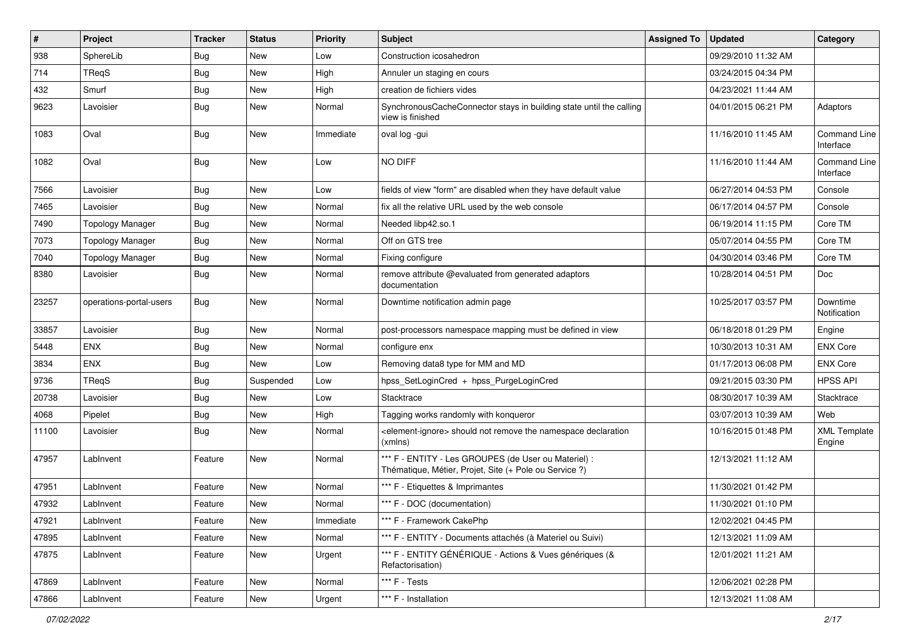| # | Project | Tracker | Status | Priority | Subject | Assigned To | Updated | Category |
|---|---|---|---|---|---|---|---|---|
| 938 | SphereLib | Bug | New | Low | Construction icosahedron | | 09/29/2010 11:32 AM | |
| 714 | TReqS | Bug | New | High | Annuler un staging en cours | | 03/24/2015 04:34 PM | |
| 432 | Smurf | Bug | New | High | creation de fichiers vides | | 04/23/2021 11:44 AM | |
| 9623 | Lavoisier | Bug | New | Normal | SynchronousCacheConnector stays in building state until the calling view is finished | | 04/01/2015 06:21 PM | Adaptors |
| 1083 | Oval | Bug | New | Immediate | oval log -gui | | 11/16/2010 11:45 AM | Command Line Interface |
| 1082 | Oval | Bug | New | Low | NO DIFF | | 11/16/2010 11:44 AM | Command Line Interface |
| 7566 | Lavoisier | Bug | New | Low | fields of view "form" are disabled when they have default value | | 06/27/2014 04:53 PM | Console |
| 7465 | Lavoisier | Bug | New | Normal | fix all the relative URL used by the web console | | 06/17/2014 04:57 PM | Console |
| 7490 | Topology Manager | Bug | New | Normal | Needed libp42.so.1 | | 06/19/2014 11:15 PM | Core TM |
| 7073 | Topology Manager | Bug | New | Normal | Off on GTS tree | | 05/07/2014 04:55 PM | Core TM |
| 7040 | Topology Manager | Bug | New | Normal | Fixing configure | | 04/30/2014 03:46 PM | Core TM |
| 8380 | Lavoisier | Bug | New | Normal | remove attribute @evaluated from generated adaptors documentation | | 10/28/2014 04:51 PM | Doc |
| 23257 | operations-portal-users | Bug | New | Normal | Downtime notification admin page | | 10/25/2017 03:57 PM | Downtime Notification |
| 33857 | Lavoisier | Bug | New | Normal | post-processors namespace mapping must be defined in view | | 06/18/2018 01:29 PM | Engine |
| 5448 | ENX | Bug | New | Normal | configure enx | | 10/30/2013 10:31 AM | ENX Core |
| 3834 | ENX | Bug | New | Low | Removing data8 type for MM and MD | | 01/17/2013 06:08 PM | ENX Core |
| 9736 | TReqS | Bug | Suspended | Low | hpss_SetLoginCred + hpss_PurgeLoginCred | | 09/21/2015 03:30 PM | HPSS API |
| 20738 | Lavoisier | Bug | New | Low | Stacktrace | | 08/30/2017 10:39 AM | Stacktrace |
| 4068 | Pipelet | Bug | New | High | Tagging works randomly with konqueror | | 03/07/2013 10:39 AM | Web |
| 11100 | Lavoisier | Bug | New | Normal | <element-ignore> should not remove the namespace declaration (xmlns) | | 10/16/2015 01:48 PM | XML Template Engine |
| 47957 | LabInvent | Feature | New | Normal | *** F - ENTITY - Les GROUPES (de User ou Materiel) : Thématique, Métier, Projet, Site (+ Pole ou Service ?) | | 12/13/2021 11:12 AM | |
| 47951 | LabInvent | Feature | New | Normal | *** F - Etiquettes & Imprimantes | | 11/30/2021 01:42 PM | |
| 47932 | LabInvent | Feature | New | Normal | *** F - DOC (documentation) | | 11/30/2021 01:10 PM | |
| 47921 | LabInvent | Feature | New | Immediate | *** F - Framework CakePhp | | 12/02/2021 04:45 PM | |
| 47895 | LabInvent | Feature | New | Normal | *** F - ENTITY - Documents attachés (à Materiel ou Suivi) | | 12/13/2021 11:09 AM | |
| 47875 | LabInvent | Feature | New | Urgent | *** F - ENTITY GÉNÉRIQUE - Actions & Vues génériques (& Refactorisation) | | 12/01/2021 11:21 AM | |
| 47869 | LabInvent | Feature | New | Normal | *** F - Tests | | 12/06/2021 02:28 PM | |
| 47866 | LabInvent | Feature | New | Urgent | *** F - Installation | | 12/13/2021 11:08 AM | |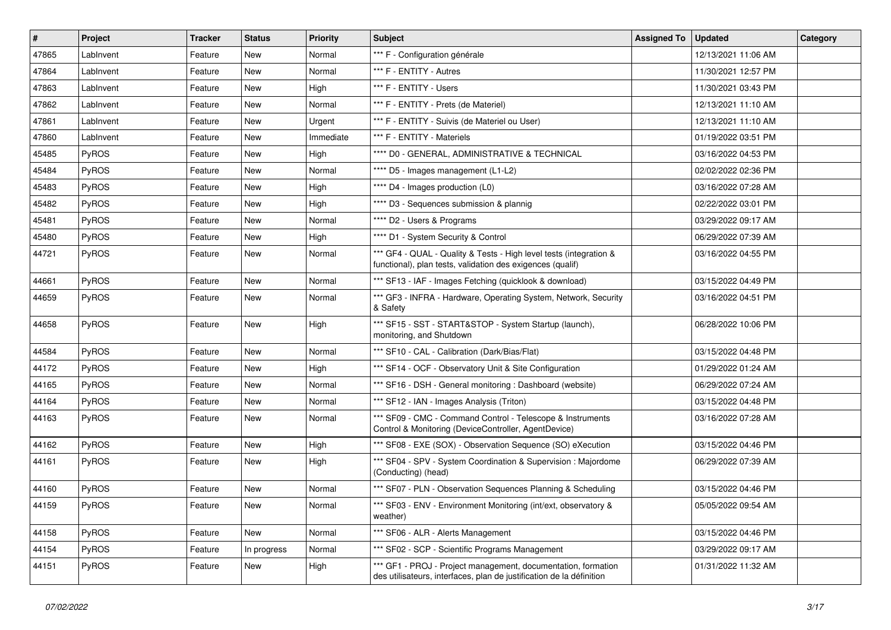| # | Project | Tracker | Status | Priority | Subject | Assigned To | Updated | Category |
|---|---|---|---|---|---|---|---|---|
| 47865 | LabInvent | Feature | New | Normal | *** F - Configuration générale | | 12/13/2021 11:06 AM | |
| 47864 | LabInvent | Feature | New | Normal | *** F - ENTITY - Autres | | 11/30/2021 12:57 PM | |
| 47863 | LabInvent | Feature | New | High | *** F - ENTITY - Users | | 11/30/2021 03:43 PM | |
| 47862 | LabInvent | Feature | New | Normal | *** F - ENTITY - Prets (de Materiel) | | 12/13/2021 11:10 AM | |
| 47861 | LabInvent | Feature | New | Urgent | *** F - ENTITY - Suivis (de Materiel ou User) | | 12/13/2021 11:10 AM | |
| 47860 | LabInvent | Feature | New | Immediate | *** F - ENTITY - Materiels | | 01/19/2022 03:51 PM | |
| 45485 | PyROS | Feature | New | High | **** D0 - GENERAL, ADMINISTRATIVE & TECHNICAL | | 03/16/2022 04:53 PM | |
| 45484 | PyROS | Feature | New | Normal | **** D5 - Images management (L1-L2) | | 02/02/2022 02:36 PM | |
| 45483 | PyROS | Feature | New | High | **** D4 - Images production (L0) | | 03/16/2022 07:28 AM | |
| 45482 | PyROS | Feature | New | High | **** D3 - Sequences submission & plannig | | 02/22/2022 03:01 PM | |
| 45481 | PyROS | Feature | New | Normal | **** D2 - Users & Programs | | 03/29/2022 09:17 AM | |
| 45480 | PyROS | Feature | New | High | **** D1 - System Security & Control | | 06/29/2022 07:39 AM | |
| 44721 | PyROS | Feature | New | Normal | *** GF4 - QUAL - Quality & Tests - High level tests (integration & functional), plan tests, validation des exigences (qualif) | | 03/16/2022 04:55 PM | |
| 44661 | PyROS | Feature | New | Normal | *** SF13 - IAF - Images Fetching (quicklook & download) | | 03/15/2022 04:49 PM | |
| 44659 | PyROS | Feature | New | Normal | *** GF3 - INFRA - Hardware, Operating System, Network, Security & Safety | | 03/16/2022 04:51 PM | |
| 44658 | PyROS | Feature | New | High | *** SF15 - SST - START&STOP - System Startup (launch), monitoring, and Shutdown | | 06/28/2022 10:06 PM | |
| 44584 | PyROS | Feature | New | Normal | *** SF10 - CAL - Calibration (Dark/Bias/Flat) | | 03/15/2022 04:48 PM | |
| 44172 | PyROS | Feature | New | High | *** SF14 - OCF - Observatory Unit & Site Configuration | | 01/29/2022 01:24 AM | |
| 44165 | PyROS | Feature | New | Normal | *** SF16 - DSH - General monitoring : Dashboard (website) | | 06/29/2022 07:24 AM | |
| 44164 | PyROS | Feature | New | Normal | *** SF12 - IAN - Images Analysis (Triton) | | 03/15/2022 04:48 PM | |
| 44163 | PyROS | Feature | New | Normal | *** SF09 - CMC - Command Control - Telescope & Instruments Control & Monitoring (DeviceController, AgentDevice) | | 03/16/2022 07:28 AM | |
| 44162 | PyROS | Feature | New | High | *** SF08 - EXE (SOX) - Observation Sequence (SO) eXecution | | 03/15/2022 04:46 PM | |
| 44161 | PyROS | Feature | New | High | *** SF04 - SPV - System Coordination & Supervision : Majordome (Conducting) (head) | | 06/29/2022 07:39 AM | |
| 44160 | PyROS | Feature | New | Normal | *** SF07 - PLN - Observation Sequences Planning & Scheduling | | 03/15/2022 04:46 PM | |
| 44159 | PyROS | Feature | New | Normal | *** SF03 - ENV - Environment Monitoring (int/ext, observatory & weather) | | 05/05/2022 09:54 AM | |
| 44158 | PyROS | Feature | New | Normal | *** SF06 - ALR - Alerts Management | | 03/15/2022 04:46 PM | |
| 44154 | PyROS | Feature | In progress | Normal | *** SF02 - SCP - Scientific Programs Management | | 03/29/2022 09:17 AM | |
| 44151 | PyROS | Feature | New | High | *** GF1 - PROJ - Project management, documentation, formation des utilisateurs, interfaces, plan de justification de la définition | | 01/31/2022 11:32 AM | |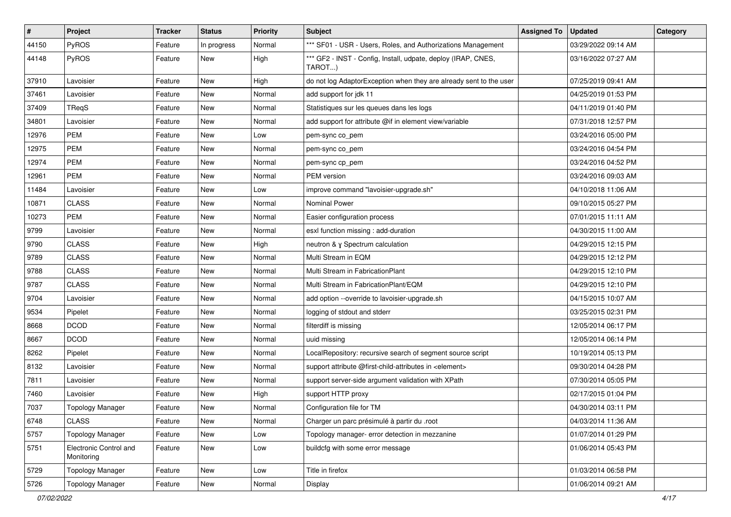| # | Project | Tracker | Status | Priority | Subject | Assigned To | Updated | Category |
|---|---|---|---|---|---|---|---|---|
| 44150 | PyROS | Feature | In progress | Normal | *** SF01 - USR - Users, Roles, and Authorizations Management | | 03/29/2022 09:14 AM | |
| 44148 | PyROS | Feature | New | High | *** GF2 - INST - Config, Install, udpate, deploy (IRAP, CNES, TAROT...) | | 03/16/2022 07:27 AM | |
| 37910 | Lavoisier | Feature | New | High | do not log AdaptorException when they are already sent to the user | | 07/25/2019 09:41 AM | |
| 37461 | Lavoisier | Feature | New | Normal | add support for jdk 11 | | 04/25/2019 01:53 PM | |
| 37409 | TReqS | Feature | New | Normal | Statistiques sur les queues dans les logs | | 04/11/2019 01:40 PM | |
| 34801 | Lavoisier | Feature | New | Normal | add support for attribute @if in element view/variable | | 07/31/2018 12:57 PM | |
| 12976 | PEM | Feature | New | Low | pem-sync co_pem | | 03/24/2016 05:00 PM | |
| 12975 | PEM | Feature | New | Normal | pem-sync co_pem | | 03/24/2016 04:54 PM | |
| 12974 | PEM | Feature | New | Normal | pem-sync cp_pem | | 03/24/2016 04:52 PM | |
| 12961 | PEM | Feature | New | Normal | PEM version | | 03/24/2016 09:03 AM | |
| 11484 | Lavoisier | Feature | New | Low | improve command "lavoisier-upgrade.sh" | | 04/10/2018 11:06 AM | |
| 10871 | CLASS | Feature | New | Normal | Nominal Power | | 09/10/2015 05:27 PM | |
| 10273 | PEM | Feature | New | Normal | Easier configuration process | | 07/01/2015 11:11 AM | |
| 9799 | Lavoisier | Feature | New | Normal | esxl function missing : add-duration | | 04/30/2015 11:00 AM | |
| 9790 | CLASS | Feature | New | High | neutron & γ Spectrum calculation | | 04/29/2015 12:15 PM | |
| 9789 | CLASS | Feature | New | Normal | Multi Stream in EQM | | 04/29/2015 12:12 PM | |
| 9788 | CLASS | Feature | New | Normal | Multi Stream in FabricationPlant | | 04/29/2015 12:10 PM | |
| 9787 | CLASS | Feature | New | Normal | Multi Stream in FabricationPlant/EQM | | 04/29/2015 12:10 PM | |
| 9704 | Lavoisier | Feature | New | Normal | add option --override to lavoisier-upgrade.sh | | 04/15/2015 10:07 AM | |
| 9534 | Pipelet | Feature | New | Normal | logging of stdout and stderr | | 03/25/2015 02:31 PM | |
| 8668 | DCOD | Feature | New | Normal | filterdiff is missing | | 12/05/2014 06:17 PM | |
| 8667 | DCOD | Feature | New | Normal | uuid missing | | 12/05/2014 06:14 PM | |
| 8262 | Pipelet | Feature | New | Normal | LocalRepository: recursive search of segment source script | | 10/19/2014 05:13 PM | |
| 8132 | Lavoisier | Feature | New | Normal | support attribute @first-child-attributes in <element> | | 09/30/2014 04:28 PM | |
| 7811 | Lavoisier | Feature | New | Normal | support server-side argument validation with XPath | | 07/30/2014 05:05 PM | |
| 7460 | Lavoisier | Feature | New | High | support HTTP proxy | | 02/17/2015 01:04 PM | |
| 7037 | Topology Manager | Feature | New | Normal | Configuration file for TM | | 04/30/2014 03:11 PM | |
| 6748 | CLASS | Feature | New | Normal | Charger un parc présimulé à partir du .root | | 04/03/2014 11:36 AM | |
| 5757 | Topology Manager | Feature | New | Low | Topology manager- error detection in mezzanine | | 01/07/2014 01:29 PM | |
| 5751 | Electronic Control and Monitoring | Feature | New | Low | buildcfg with some error message | | 01/06/2014 05:43 PM | |
| 5729 | Topology Manager | Feature | New | Low | Title in firefox | | 01/03/2014 06:58 PM | |
| 5726 | Topology Manager | Feature | New | Normal | Display | | 01/06/2014 09:21 AM | |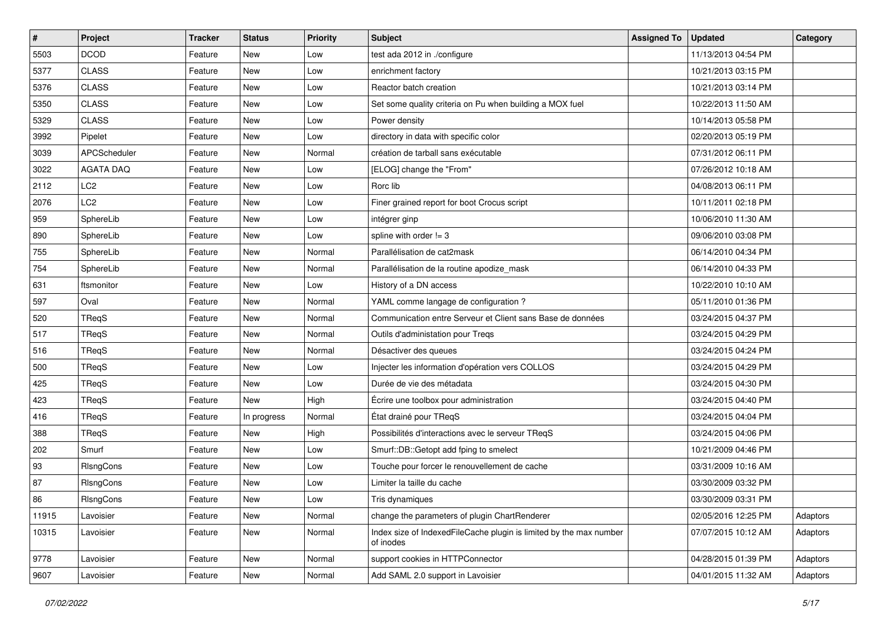| # | Project | Tracker | Status | Priority | Subject | Assigned To | Updated | Category |
|---|---|---|---|---|---|---|---|---|
| 5503 | DCOD | Feature | New | Low | test ada 2012 in ./configure | | 11/13/2013 04:54 PM | |
| 5377 | CLASS | Feature | New | Low | enrichment factory | | 10/21/2013 03:15 PM | |
| 5376 | CLASS | Feature | New | Low | Reactor batch creation | | 10/21/2013 03:14 PM | |
| 5350 | CLASS | Feature | New | Low | Set some quality criteria on Pu when building a MOX fuel | | 10/22/2013 11:50 AM | |
| 5329 | CLASS | Feature | New | Low | Power density | | 10/14/2013 05:58 PM | |
| 3992 | Pipelet | Feature | New | Low | directory in data with specific color | | 02/20/2013 05:19 PM | |
| 3039 | APCScheduler | Feature | New | Normal | création de tarball sans exécutable | | 07/31/2012 06:11 PM | |
| 3022 | AGATA DAQ | Feature | New | Low | [ELOG] change the "From" | | 07/26/2012 10:18 AM | |
| 2112 | LC2 | Feature | New | Low | Rorc lib | | 04/08/2013 06:11 PM | |
| 2076 | LC2 | Feature | New | Low | Finer grained report for boot Crocus script | | 10/11/2011 02:18 PM | |
| 959 | SphereLib | Feature | New | Low | intégrer ginp | | 10/06/2010 11:30 AM | |
| 890 | SphereLib | Feature | New | Low | spline with order != 3 | | 09/06/2010 03:08 PM | |
| 755 | SphereLib | Feature | New | Normal | Parallélisation de cat2mask | | 06/14/2010 04:34 PM | |
| 754 | SphereLib | Feature | New | Normal | Parallélisation de la routine apodize_mask | | 06/14/2010 04:33 PM | |
| 631 | ftsmonitor | Feature | New | Low | History of a DN access | | 10/22/2010 10:10 AM | |
| 597 | Oval | Feature | New | Normal | YAML comme langage de configuration ? | | 05/11/2010 01:36 PM | |
| 520 | TReqS | Feature | New | Normal | Communication entre Serveur et Client sans Base de données | | 03/24/2015 04:37 PM | |
| 517 | TReqS | Feature | New | Normal | Outils d'administation pour Treqs | | 03/24/2015 04:29 PM | |
| 516 | TReqS | Feature | New | Normal | Désactiver des queues | | 03/24/2015 04:24 PM | |
| 500 | TReqS | Feature | New | Low | Injecter les information d'opération vers COLLOS | | 03/24/2015 04:29 PM | |
| 425 | TReqS | Feature | New | Low | Durée de vie des métadata | | 03/24/2015 04:30 PM | |
| 423 | TReqS | Feature | New | High | Écrire une toolbox pour administration | | 03/24/2015 04:40 PM | |
| 416 | TReqS | Feature | In progress | Normal | État drainé pour TReqS | | 03/24/2015 04:04 PM | |
| 388 | TReqS | Feature | New | High | Possibilités d'interactions avec le serveur TReqS | | 03/24/2015 04:06 PM | |
| 202 | Smurf | Feature | New | Low | Smurf::DB::Getopt add fping to smelect | | 10/21/2009 04:46 PM | |
| 93 | RlsngCons | Feature | New | Low | Touche pour forcer le renouvellement de cache | | 03/31/2009 10:16 AM | |
| 87 | RlsngCons | Feature | New | Low | Limiter la taille du cache | | 03/30/2009 03:32 PM | |
| 86 | RlsngCons | Feature | New | Low | Tris dynamiques | | 03/30/2009 03:31 PM | |
| 11915 | Lavoisier | Feature | New | Normal | change the parameters of plugin ChartRenderer | | 02/05/2016 12:25 PM | Adaptors |
| 10315 | Lavoisier | Feature | New | Normal | Index size of IndexedFileCache plugin is limited by the max number of inodes | | 07/07/2015 10:12 AM | Adaptors |
| 9778 | Lavoisier | Feature | New | Normal | support cookies in HTTPConnector | | 04/28/2015 01:39 PM | Adaptors |
| 9607 | Lavoisier | Feature | New | Normal | Add SAML 2.0 support in Lavoisier | | 04/01/2015 11:32 AM | Adaptors |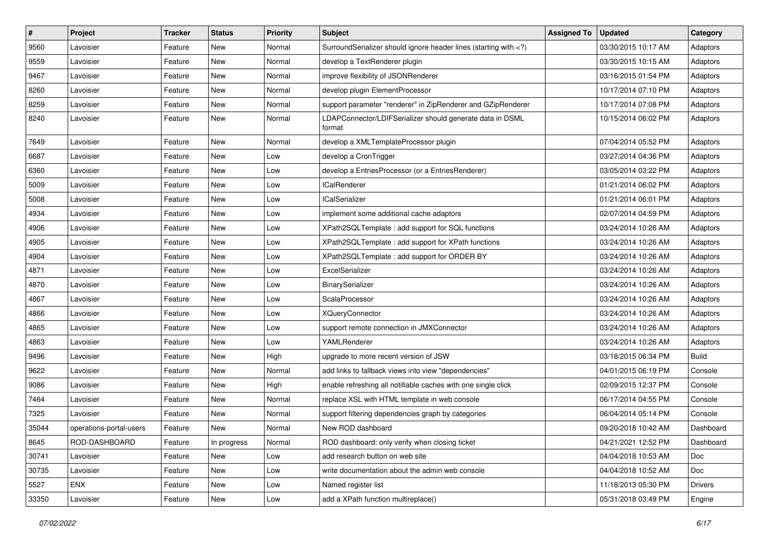| # | Project | Tracker | Status | Priority | Subject | Assigned To | Updated | Category |
|---|---|---|---|---|---|---|---|---|
| 9560 | Lavoisier | Feature | New | Normal | SurroundSerializer should ignore header lines (starting with <?) | | 03/30/2015 10:17 AM | Adaptors |
| 9559 | Lavoisier | Feature | New | Normal | develop a TextRenderer plugin | | 03/30/2015 10:15 AM | Adaptors |
| 9467 | Lavoisier | Feature | New | Normal | improve flexibility of JSONRenderer | | 03/16/2015 01:54 PM | Adaptors |
| 8260 | Lavoisier | Feature | New | Normal | develop plugin ElementProcessor | | 10/17/2014 07:10 PM | Adaptors |
| 8259 | Lavoisier | Feature | New | Normal | support parameter "renderer" in ZipRenderer and GZipRenderer | | 10/17/2014 07:08 PM | Adaptors |
| 8240 | Lavoisier | Feature | New | Normal | LDAPConnector/LDIFSerializer should generate data in DSML format | | 10/15/2014 06:02 PM | Adaptors |
| 7649 | Lavoisier | Feature | New | Normal | develop a XMLTemplateProcessor plugin | | 07/04/2014 05:52 PM | Adaptors |
| 6687 | Lavoisier | Feature | New | Low | develop a CronTrigger | | 03/27/2014 04:36 PM | Adaptors |
| 6360 | Lavoisier | Feature | New | Low | develop a EntriesProcessor (or a EntriesRenderer) | | 03/05/2014 03:22 PM | Adaptors |
| 5009 | Lavoisier | Feature | New | Low | ICalRenderer | | 01/21/2014 06:02 PM | Adaptors |
| 5008 | Lavoisier | Feature | New | Low | ICalSerializer | | 01/21/2014 06:01 PM | Adaptors |
| 4934 | Lavoisier | Feature | New | Low | implement some additional cache adaptors | | 02/07/2014 04:59 PM | Adaptors |
| 4906 | Lavoisier | Feature | New | Low | XPath2SQLTemplate : add support for SQL functions | | 03/24/2014 10:26 AM | Adaptors |
| 4905 | Lavoisier | Feature | New | Low | XPath2SQLTemplate : add support for XPath functions | | 03/24/2014 10:26 AM | Adaptors |
| 4904 | Lavoisier | Feature | New | Low | XPath2SQLTemplate : add support for ORDER BY | | 03/24/2014 10:26 AM | Adaptors |
| 4871 | Lavoisier | Feature | New | Low | ExcelSerializer | | 03/24/2014 10:26 AM | Adaptors |
| 4870 | Lavoisier | Feature | New | Low | BinarySerializer | | 03/24/2014 10:26 AM | Adaptors |
| 4867 | Lavoisier | Feature | New | Low | ScalaProcessor | | 03/24/2014 10:26 AM | Adaptors |
| 4866 | Lavoisier | Feature | New | Low | XQueryConnector | | 03/24/2014 10:26 AM | Adaptors |
| 4865 | Lavoisier | Feature | New | Low | support remote connection in JMXConnector | | 03/24/2014 10:26 AM | Adaptors |
| 4863 | Lavoisier | Feature | New | Low | YAMLRenderer | | 03/24/2014 10:26 AM | Adaptors |
| 9496 | Lavoisier | Feature | New | High | upgrade to more recent version of JSW | | 03/18/2015 06:34 PM | Build |
| 9622 | Lavoisier | Feature | New | Normal | add links to fallback views into view "dependencies" | | 04/01/2015 06:19 PM | Console |
| 9086 | Lavoisier | Feature | New | High | enable refreshing all notifiable caches with one single click | | 02/09/2015 12:37 PM | Console |
| 7464 | Lavoisier | Feature | New | Normal | replace XSL with HTML template in web console | | 06/17/2014 04:55 PM | Console |
| 7325 | Lavoisier | Feature | New | Normal | support filtering dependencies graph by categories | | 06/04/2014 05:14 PM | Console |
| 35044 | operations-portal-users | Feature | New | Normal | New ROD dashboard | | 09/20/2018 10:42 AM | Dashboard |
| 8645 | ROD-DASHBOARD | Feature | In progress | Normal | ROD dashboard: only verify when closing ticket | | 04/21/2021 12:52 PM | Dashboard |
| 30741 | Lavoisier | Feature | New | Low | add research button on web site | | 04/04/2018 10:53 AM | Doc |
| 30735 | Lavoisier | Feature | New | Low | write documentation about the admin web console | | 04/04/2018 10:52 AM | Doc |
| 5527 | ENX | Feature | New | Low | Named register list | | 11/18/2013 05:30 PM | Drivers |
| 33350 | Lavoisier | Feature | New | Low | add a XPath function multireplace() | | 05/31/2018 03:49 PM | Engine |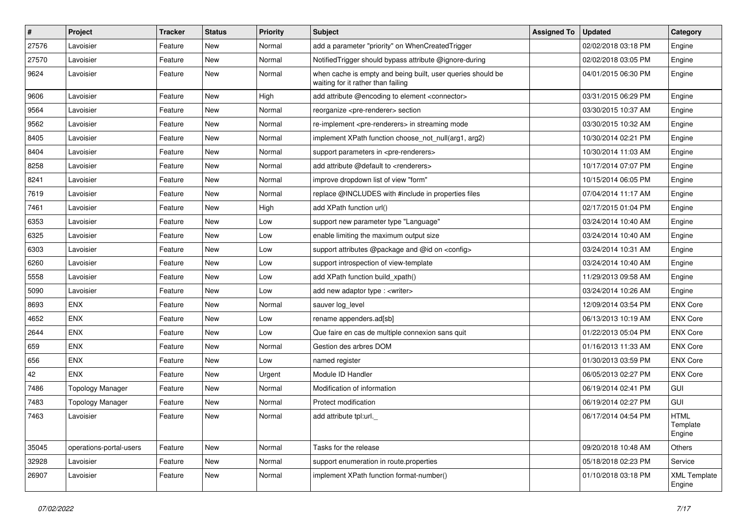| # | Project | Tracker | Status | Priority | Subject | Assigned To | Updated | Category |
|---|---|---|---|---|---|---|---|---|
| 27576 | Lavoisier | Feature | New | Normal | add a parameter "priority" on WhenCreatedTrigger | | 02/02/2018 03:18 PM | Engine |
| 27570 | Lavoisier | Feature | New | Normal | NotifiedTrigger should bypass attribute @ignore-during | | 02/02/2018 03:05 PM | Engine |
| 9624 | Lavoisier | Feature | New | Normal | when cache is empty and being built, user queries should be waiting for it rather than failing | | 04/01/2015 06:30 PM | Engine |
| 9606 | Lavoisier | Feature | New | High | add attribute @encoding to element <connector> | | 03/31/2015 06:29 PM | Engine |
| 9564 | Lavoisier | Feature | New | Normal | reorganize <pre-renderer> section | | 03/30/2015 10:37 AM | Engine |
| 9562 | Lavoisier | Feature | New | Normal | re-implement <pre-renderers> in streaming mode | | 03/30/2015 10:32 AM | Engine |
| 8405 | Lavoisier | Feature | New | Normal | implement XPath function choose_not_null(arg1, arg2) | | 10/30/2014 02:21 PM | Engine |
| 8404 | Lavoisier | Feature | New | Normal | support parameters in <pre-renderers> | | 10/30/2014 11:03 AM | Engine |
| 8258 | Lavoisier | Feature | New | Normal | add attribute @default to <renderers> | | 10/17/2014 07:07 PM | Engine |
| 8241 | Lavoisier | Feature | New | Normal | improve dropdown list of view "form" | | 10/15/2014 06:05 PM | Engine |
| 7619 | Lavoisier | Feature | New | Normal | replace @INCLUDES with #include in properties files | | 07/04/2014 11:17 AM | Engine |
| 7461 | Lavoisier | Feature | New | High | add XPath function url() | | 02/17/2015 01:04 PM | Engine |
| 6353 | Lavoisier | Feature | New | Low | support new parameter type "Language" | | 03/24/2014 10:40 AM | Engine |
| 6325 | Lavoisier | Feature | New | Low | enable limiting the maximum output size | | 03/24/2014 10:40 AM | Engine |
| 6303 | Lavoisier | Feature | New | Low | support attributes @package and @id on <config> | | 03/24/2014 10:31 AM | Engine |
| 6260 | Lavoisier | Feature | New | Low | support introspection of view-template | | 03/24/2014 10:40 AM | Engine |
| 5558 | Lavoisier | Feature | New | Low | add XPath function build_xpath() | | 11/29/2013 09:58 AM | Engine |
| 5090 | Lavoisier | Feature | New | Low | add new adaptor type : <writer> | | 03/24/2014 10:26 AM | Engine |
| 8693 | ENX | Feature | New | Normal | sauver log_level | | 12/09/2014 03:54 PM | ENX Core |
| 4652 | ENX | Feature | New | Low | rename appenders.ad[sb] | | 06/13/2013 10:19 AM | ENX Core |
| 2644 | ENX | Feature | New | Low | Que faire en cas de multiple connexion sans quit | | 01/22/2013 05:04 PM | ENX Core |
| 659 | ENX | Feature | New | Normal | Gestion des arbres DOM | | 01/16/2013 11:33 AM | ENX Core |
| 656 | ENX | Feature | New | Low | named register | | 01/30/2013 03:59 PM | ENX Core |
| 42 | ENX | Feature | New | Urgent | Module ID Handler | | 06/05/2013 02:27 PM | ENX Core |
| 7486 | Topology Manager | Feature | New | Normal | Modification of information | | 06/19/2014 02:41 PM | GUI |
| 7483 | Topology Manager | Feature | New | Normal | Protect modification | | 06/19/2014 02:27 PM | GUI |
| 7463 | Lavoisier | Feature | New | Normal | add attribute tpl:url._ | | 06/17/2014 04:54 PM | HTML Template Engine |
| 35045 | operations-portal-users | Feature | New | Normal | Tasks for the release | | 09/20/2018 10:48 AM | Others |
| 32928 | Lavoisier | Feature | New | Normal | support enumeration in route.properties | | 05/18/2018 02:23 PM | Service |
| 26907 | Lavoisier | Feature | New | Normal | implement XPath function format-number() | | 01/10/2018 03:18 PM | XML Template Engine |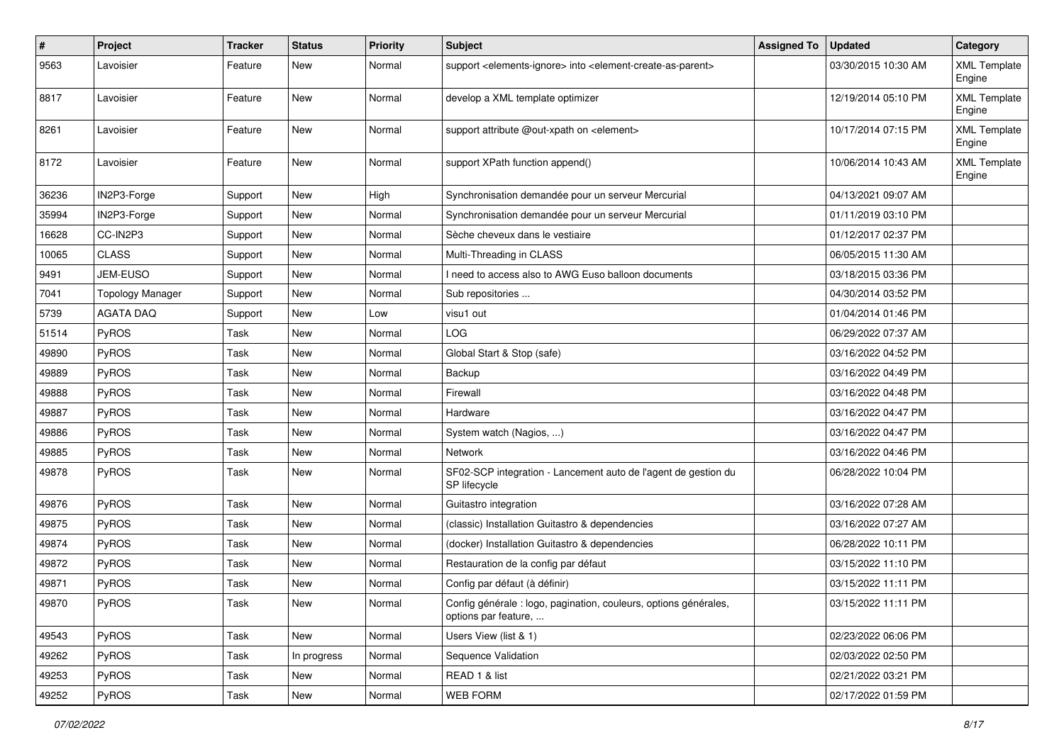| # | Project | Tracker | Status | Priority | Subject | Assigned To | Updated | Category |
|---|---|---|---|---|---|---|---|---|
| 9563 | Lavoisier | Feature | New | Normal | support <elements-ignore> into <element-create-as-parent> | | 03/30/2015 10:30 AM | XML Template Engine |
| 8817 | Lavoisier | Feature | New | Normal | develop a XML template optimizer | | 12/19/2014 05:10 PM | XML Template Engine |
| 8261 | Lavoisier | Feature | New | Normal | support attribute @out-xpath on <element> | | 10/17/2014 07:15 PM | XML Template Engine |
| 8172 | Lavoisier | Feature | New | Normal | support XPath function append() | | 10/06/2014 10:43 AM | XML Template Engine |
| 36236 | IN2P3-Forge | Support | New | High | Synchronisation demandée pour un serveur Mercurial | | 04/13/2021 09:07 AM | |
| 35994 | IN2P3-Forge | Support | New | Normal | Synchronisation demandée pour un serveur Mercurial | | 01/11/2019 03:10 PM | |
| 16628 | CC-IN2P3 | Support | New | Normal | Sèche cheveux dans le vestiaire | | 01/12/2017 02:37 PM | |
| 10065 | CLASS | Support | New | Normal | Multi-Threading in CLASS | | 06/05/2015 11:30 AM | |
| 9491 | JEM-EUSO | Support | New | Normal | I need to access also to AWG Euso balloon documents | | 03/18/2015 03:36 PM | |
| 7041 | Topology Manager | Support | New | Normal | Sub repositories ... | | 04/30/2014 03:52 PM | |
| 5739 | AGATA DAQ | Support | New | Low | visu1 out | | 01/04/2014 01:46 PM | |
| 51514 | PyROS | Task | New | Normal | LOG | | 06/29/2022 07:37 AM | |
| 49890 | PyROS | Task | New | Normal | Global Start & Stop (safe) | | 03/16/2022 04:52 PM | |
| 49889 | PyROS | Task | New | Normal | Backup | | 03/16/2022 04:49 PM | |
| 49888 | PyROS | Task | New | Normal | Firewall | | 03/16/2022 04:48 PM | |
| 49887 | PyROS | Task | New | Normal | Hardware | | 03/16/2022 04:47 PM | |
| 49886 | PyROS | Task | New | Normal | System watch (Nagios, ...) | | 03/16/2022 04:47 PM | |
| 49885 | PyROS | Task | New | Normal | Network | | 03/16/2022 04:46 PM | |
| 49878 | PyROS | Task | New | Normal | SF02-SCP integration - Lancement auto de l'agent de gestion du SP lifecycle | | 06/28/2022 10:04 PM | |
| 49876 | PyROS | Task | New | Normal | Guitastro integration | | 03/16/2022 07:28 AM | |
| 49875 | PyROS | Task | New | Normal | (classic) Installation Guitastro & dependencies | | 03/16/2022 07:27 AM | |
| 49874 | PyROS | Task | New | Normal | (docker) Installation Guitastro & dependencies | | 06/28/2022 10:11 PM | |
| 49872 | PyROS | Task | New | Normal | Restauration de la config par défaut | | 03/15/2022 11:10 PM | |
| 49871 | PyROS | Task | New | Normal | Config par défaut (à définir) | | 03/15/2022 11:11 PM | |
| 49870 | PyROS | Task | New | Normal | Config générale : logo, pagination, couleurs, options générales, options par feature, ... | | 03/15/2022 11:11 PM | |
| 49543 | PyROS | Task | New | Normal | Users View (list & 1) | | 02/23/2022 06:06 PM | |
| 49262 | PyROS | Task | In progress | Normal | Sequence Validation | | 02/03/2022 02:50 PM | |
| 49253 | PyROS | Task | New | Normal | READ 1 & list | | 02/21/2022 03:21 PM | |
| 49252 | PyROS | Task | New | Normal | WEB FORM | | 02/17/2022 01:59 PM | |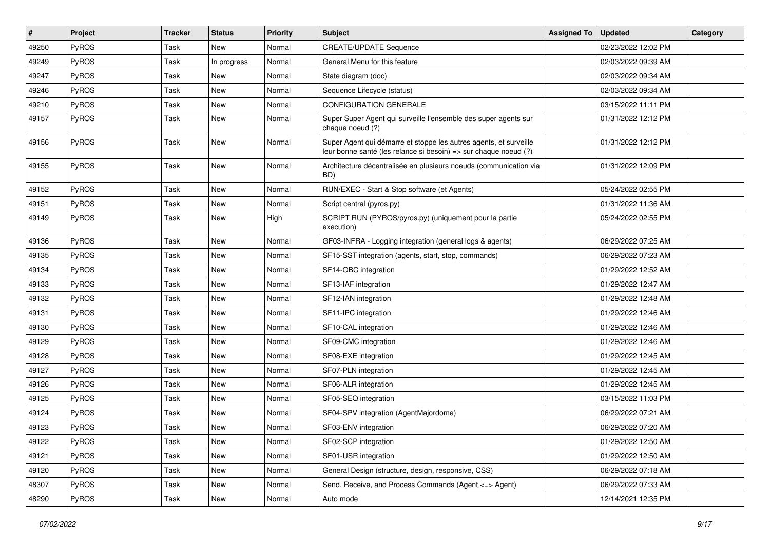| # | Project | Tracker | Status | Priority | Subject | Assigned To | Updated | Category |
|---|---|---|---|---|---|---|---|---|
| 49250 | PyROS | Task | New | Normal | CREATE/UPDATE Sequence | | 02/23/2022 12:02 PM | |
| 49249 | PyROS | Task | In progress | Normal | General Menu for this feature | | 02/03/2022 09:39 AM | |
| 49247 | PyROS | Task | New | Normal | State diagram (doc) | | 02/03/2022 09:34 AM | |
| 49246 | PyROS | Task | New | Normal | Sequence Lifecycle (status) | | 02/03/2022 09:34 AM | |
| 49210 | PyROS | Task | New | Normal | CONFIGURATION GENERALE | | 03/15/2022 11:11 PM | |
| 49157 | PyROS | Task | New | Normal | Super Super Agent qui surveille l'ensemble des super agents sur chaque noeud (?) | | 01/31/2022 12:12 PM | |
| 49156 | PyROS | Task | New | Normal | Super Agent qui démarre et stoppe les autres agents, et surveille leur bonne santé (les relance si besoin) => sur chaque noeud (?) | | 01/31/2022 12:12 PM | |
| 49155 | PyROS | Task | New | Normal | Architecture décentralisée en plusieurs noeuds (communication via BD) | | 01/31/2022 12:09 PM | |
| 49152 | PyROS | Task | New | Normal | RUN/EXEC - Start & Stop software (et Agents) | | 05/24/2022 02:55 PM | |
| 49151 | PyROS | Task | New | Normal | Script central (pyros.py) | | 01/31/2022 11:36 AM | |
| 49149 | PyROS | Task | New | High | SCRIPT RUN (PYROS/pyros.py) (uniquement pour la partie execution) | | 05/24/2022 02:55 PM | |
| 49136 | PyROS | Task | New | Normal | GF03-INFRA - Logging integration (general logs & agents) | | 06/29/2022 07:25 AM | |
| 49135 | PyROS | Task | New | Normal | SF15-SST integration (agents, start, stop, commands) | | 06/29/2022 07:23 AM | |
| 49134 | PyROS | Task | New | Normal | SF14-OBC integration | | 01/29/2022 12:52 AM | |
| 49133 | PyROS | Task | New | Normal | SF13-IAF integration | | 01/29/2022 12:47 AM | |
| 49132 | PyROS | Task | New | Normal | SF12-IAN integration | | 01/29/2022 12:48 AM | |
| 49131 | PyROS | Task | New | Normal | SF11-IPC integration | | 01/29/2022 12:46 AM | |
| 49130 | PyROS | Task | New | Normal | SF10-CAL integration | | 01/29/2022 12:46 AM | |
| 49129 | PyROS | Task | New | Normal | SF09-CMC integration | | 01/29/2022 12:46 AM | |
| 49128 | PyROS | Task | New | Normal | SF08-EXE integration | | 01/29/2022 12:45 AM | |
| 49127 | PyROS | Task | New | Normal | SF07-PLN integration | | 01/29/2022 12:45 AM | |
| 49126 | PyROS | Task | New | Normal | SF06-ALR integration | | 01/29/2022 12:45 AM | |
| 49125 | PyROS | Task | New | Normal | SF05-SEQ integration | | 03/15/2022 11:03 PM | |
| 49124 | PyROS | Task | New | Normal | SF04-SPV integration (AgentMajordome) | | 06/29/2022 07:21 AM | |
| 49123 | PyROS | Task | New | Normal | SF03-ENV integration | | 06/29/2022 07:20 AM | |
| 49122 | PyROS | Task | New | Normal | SF02-SCP integration | | 01/29/2022 12:50 AM | |
| 49121 | PyROS | Task | New | Normal | SF01-USR integration | | 01/29/2022 12:50 AM | |
| 49120 | PyROS | Task | New | Normal | General Design (structure, design, responsive, CSS) | | 06/29/2022 07:18 AM | |
| 48307 | PyROS | Task | New | Normal | Send, Receive, and Process Commands (Agent <=> Agent) | | 06/29/2022 07:33 AM | |
| 48290 | PyROS | Task | New | Normal | Auto mode | | 12/14/2021 12:35 PM | |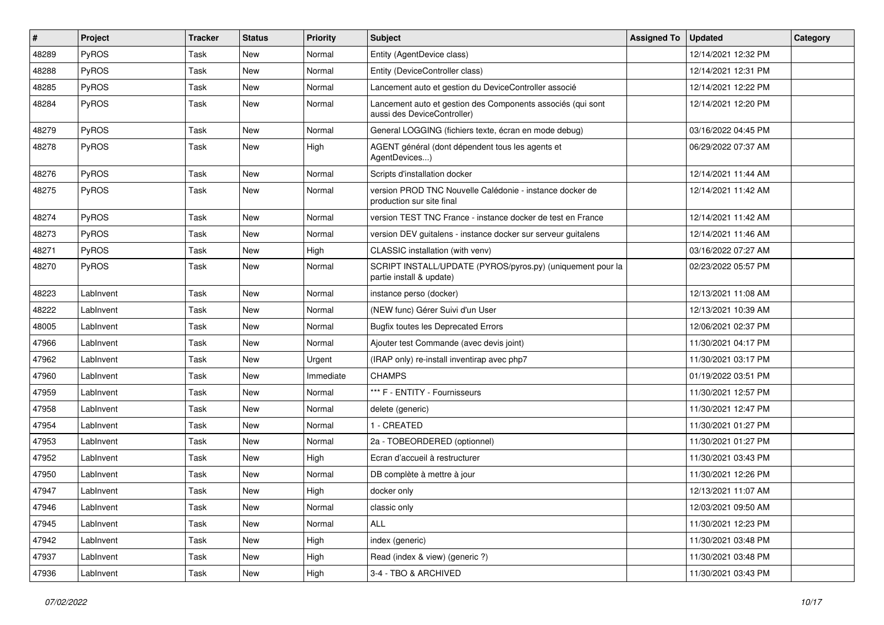| # | Project | Tracker | Status | Priority | Subject | Assigned To | Updated | Category |
|---|---|---|---|---|---|---|---|---|
| 48289 | PyROS | Task | New | Normal | Entity (AgentDevice class) | | 12/14/2021 12:32 PM | |
| 48288 | PyROS | Task | New | Normal | Entity (DeviceController class) | | 12/14/2021 12:31 PM | |
| 48285 | PyROS | Task | New | Normal | Lancement auto et gestion du DeviceController associé | | 12/14/2021 12:22 PM | |
| 48284 | PyROS | Task | New | Normal | Lancement auto et gestion des Components associés (qui sont aussi des DeviceController) | | 12/14/2021 12:20 PM | |
| 48279 | PyROS | Task | New | Normal | General LOGGING (fichiers texte, écran en mode debug) | | 03/16/2022 04:45 PM | |
| 48278 | PyROS | Task | New | High | AGENT général (dont dépendent tous les agents et AgentDevices...) | | 06/29/2022 07:37 AM | |
| 48276 | PyROS | Task | New | Normal | Scripts d'installation docker | | 12/14/2021 11:44 AM | |
| 48275 | PyROS | Task | New | Normal | version PROD TNC Nouvelle Calédonie - instance docker de production sur site final | | 12/14/2021 11:42 AM | |
| 48274 | PyROS | Task | New | Normal | version TEST TNC France - instance docker de test en France | | 12/14/2021 11:42 AM | |
| 48273 | PyROS | Task | New | Normal | version DEV guitalens - instance docker sur serveur guitalens | | 12/14/2021 11:46 AM | |
| 48271 | PyROS | Task | New | High | CLASSIC installation (with venv) | | 03/16/2022 07:27 AM | |
| 48270 | PyROS | Task | New | Normal | SCRIPT INSTALL/UPDATE (PYROS/pyros.py) (uniquement pour la partie install & update) | | 02/23/2022 05:57 PM | |
| 48223 | LabInvent | Task | New | Normal | instance perso (docker) | | 12/13/2021 11:08 AM | |
| 48222 | LabInvent | Task | New | Normal | (NEW func) Gérer Suivi d'un User | | 12/13/2021 10:39 AM | |
| 48005 | LabInvent | Task | New | Normal | Bugfix toutes les Deprecated Errors | | 12/06/2021 02:37 PM | |
| 47966 | LabInvent | Task | New | Normal | Ajouter test Commande (avec devis joint) | | 11/30/2021 04:17 PM | |
| 47962 | LabInvent | Task | New | Urgent | (IRAP only) re-install inventirap avec php7 | | 11/30/2021 03:17 PM | |
| 47960 | LabInvent | Task | New | Immediate | CHAMPS | | 01/19/2022 03:51 PM | |
| 47959 | LabInvent | Task | New | Normal | *** F - ENTITY - Fournisseurs | | 11/30/2021 12:57 PM | |
| 47958 | LabInvent | Task | New | Normal | delete (generic) | | 11/30/2021 12:47 PM | |
| 47954 | LabInvent | Task | New | Normal | 1 - CREATED | | 11/30/2021 01:27 PM | |
| 47953 | LabInvent | Task | New | Normal | 2a - TOBEORDERED (optionnel) | | 11/30/2021 01:27 PM | |
| 47952 | LabInvent | Task | New | High | Ecran d'accueil à restructurer | | 11/30/2021 03:43 PM | |
| 47950 | LabInvent | Task | New | Normal | DB complète à mettre à jour | | 11/30/2021 12:26 PM | |
| 47947 | LabInvent | Task | New | High | docker only | | 12/13/2021 11:07 AM | |
| 47946 | LabInvent | Task | New | Normal | classic only | | 12/03/2021 09:50 AM | |
| 47945 | LabInvent | Task | New | Normal | ALL | | 11/30/2021 12:23 PM | |
| 47942 | LabInvent | Task | New | High | index (generic) | | 11/30/2021 03:48 PM | |
| 47937 | LabInvent | Task | New | High | Read (index & view) (generic ?) | | 11/30/2021 03:48 PM | |
| 47936 | LabInvent | Task | New | High | 3-4 - TBO & ARCHIVED | | 11/30/2021 03:43 PM | |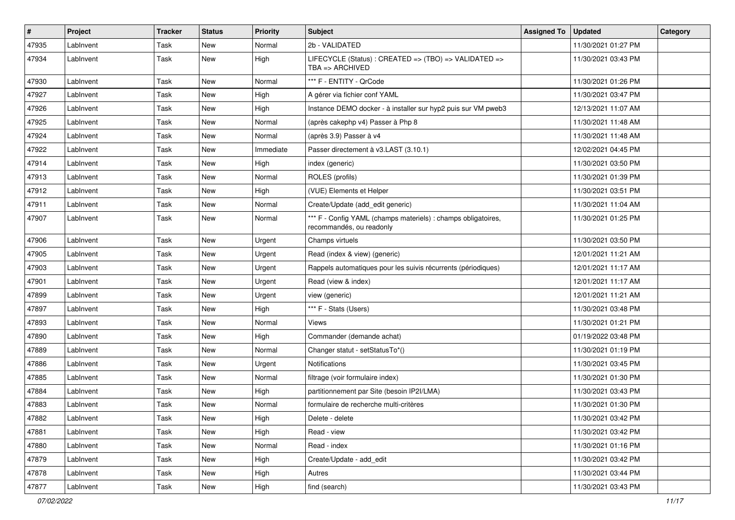| # | Project | Tracker | Status | Priority | Subject | Assigned To | Updated | Category |
|---|---|---|---|---|---|---|---|---|
| 47935 | LabInvent | Task | New | Normal | 2b - VALIDATED | | 11/30/2021 01:27 PM | |
| 47934 | LabInvent | Task | New | High | LIFECYCLE (Status) : CREATED => (TBO) => VALIDATED => TBA => ARCHIVED | | 11/30/2021 03:43 PM | |
| 47930 | LabInvent | Task | New | Normal | *** F - ENTITY - QrCode | | 11/30/2021 01:26 PM | |
| 47927 | LabInvent | Task | New | High | A gérer via fichier conf YAML | | 11/30/2021 03:47 PM | |
| 47926 | LabInvent | Task | New | High | Instance DEMO docker - à installer sur hyp2 puis sur VM pweb3 | | 12/13/2021 11:07 AM | |
| 47925 | LabInvent | Task | New | Normal | (après cakephp v4) Passer à Php 8 | | 11/30/2021 11:48 AM | |
| 47924 | LabInvent | Task | New | Normal | (après 3.9) Passer à v4 | | 11/30/2021 11:48 AM | |
| 47922 | LabInvent | Task | New | Immediate | Passer directement à v3.LAST (3.10.1) | | 12/02/2021 04:45 PM | |
| 47914 | LabInvent | Task | New | High | index (generic) | | 11/30/2021 03:50 PM | |
| 47913 | LabInvent | Task | New | Normal | ROLES (profils) | | 11/30/2021 01:39 PM | |
| 47912 | LabInvent | Task | New | High | (VUE) Elements et Helper | | 11/30/2021 03:51 PM | |
| 47911 | LabInvent | Task | New | Normal | Create/Update (add_edit generic) | | 11/30/2021 11:04 AM | |
| 47907 | LabInvent | Task | New | Normal | *** F - Config YAML (champs materiels) : champs obligatoires, recommandés, ou readonly | | 11/30/2021 01:25 PM | |
| 47906 | LabInvent | Task | New | Urgent | Champs virtuels | | 11/30/2021 03:50 PM | |
| 47905 | LabInvent | Task | New | Urgent | Read (index & view) (generic) | | 12/01/2021 11:21 AM | |
| 47903 | LabInvent | Task | New | Urgent | Rappels automatiques pour les suivis récurrents (périodiques) | | 12/01/2021 11:17 AM | |
| 47901 | LabInvent | Task | New | Urgent | Read (view & index) | | 12/01/2021 11:17 AM | |
| 47899 | LabInvent | Task | New | Urgent | view (generic) | | 12/01/2021 11:21 AM | |
| 47897 | LabInvent | Task | New | High | *** F - Stats (Users) | | 11/30/2021 03:48 PM | |
| 47893 | LabInvent | Task | New | Normal | Views | | 11/30/2021 01:21 PM | |
| 47890 | LabInvent | Task | New | High | Commander (demande achat) | | 01/19/2022 03:48 PM | |
| 47889 | LabInvent | Task | New | Normal | Changer statut - setStatusTo*() | | 11/30/2021 01:19 PM | |
| 47886 | LabInvent | Task | New | Urgent | Notifications | | 11/30/2021 03:45 PM | |
| 47885 | LabInvent | Task | New | Normal | filtrage (voir formulaire index) | | 11/30/2021 01:30 PM | |
| 47884 | LabInvent | Task | New | High | partitionnement par Site (besoin IP2I/LMA) | | 11/30/2021 03:43 PM | |
| 47883 | LabInvent | Task | New | Normal | formulaire de recherche multi-critères | | 11/30/2021 01:30 PM | |
| 47882 | LabInvent | Task | New | High | Delete - delete | | 11/30/2021 03:42 PM | |
| 47881 | LabInvent | Task | New | High | Read - view | | 11/30/2021 03:42 PM | |
| 47880 | LabInvent | Task | New | Normal | Read - index | | 11/30/2021 01:16 PM | |
| 47879 | LabInvent | Task | New | High | Create/Update - add_edit | | 11/30/2021 03:42 PM | |
| 47878 | LabInvent | Task | New | High | Autres | | 11/30/2021 03:44 PM | |
| 47877 | LabInvent | Task | New | High | find (search) | | 11/30/2021 03:43 PM | |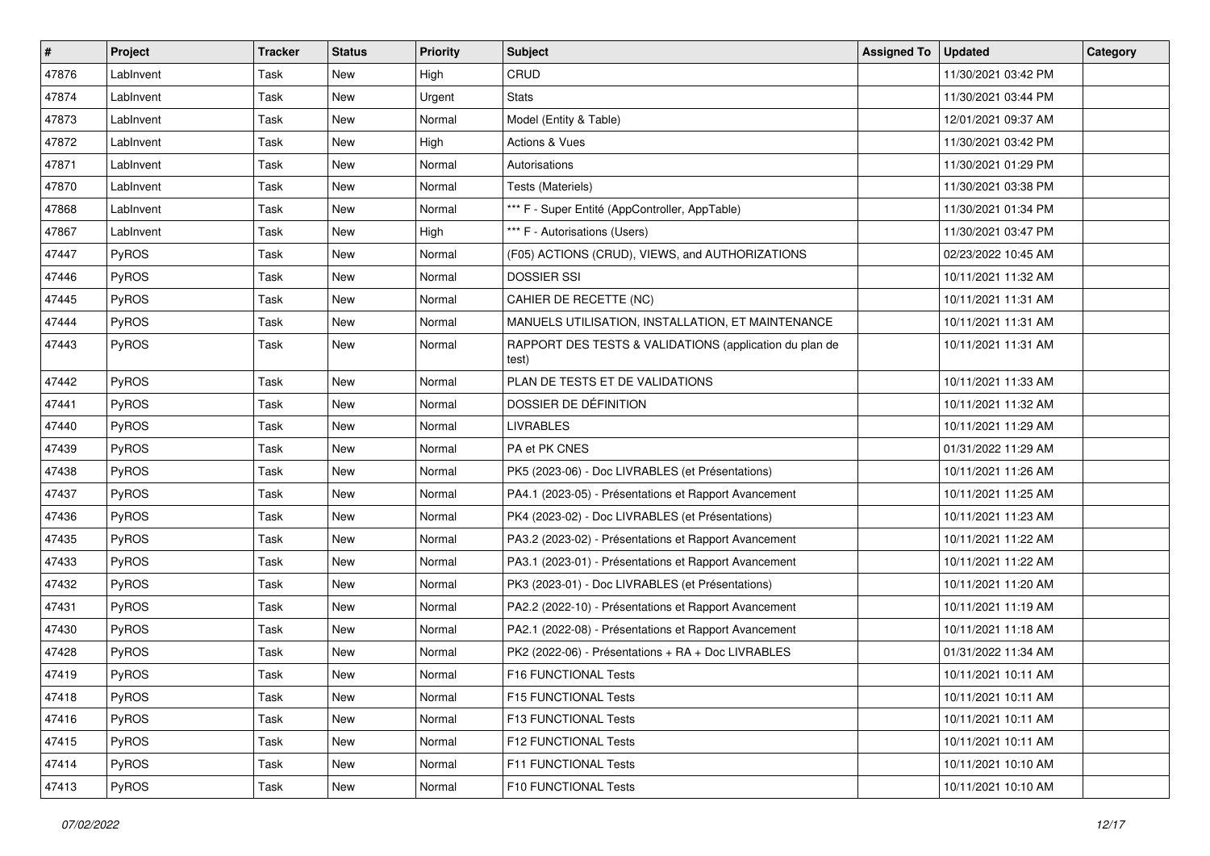| # | Project | Tracker | Status | Priority | Subject | Assigned To | Updated | Category |
|---|---|---|---|---|---|---|---|---|
| 47876 | LabInvent | Task | New | High | CRUD | | 11/30/2021 03:42 PM | |
| 47874 | LabInvent | Task | New | Urgent | Stats | | 11/30/2021 03:44 PM | |
| 47873 | LabInvent | Task | New | Normal | Model (Entity & Table) | | 12/01/2021 09:37 AM | |
| 47872 | LabInvent | Task | New | High | Actions & Vues | | 11/30/2021 03:42 PM | |
| 47871 | LabInvent | Task | New | Normal | Autorisations | | 11/30/2021 01:29 PM | |
| 47870 | LabInvent | Task | New | Normal | Tests (Materiels) | | 11/30/2021 03:38 PM | |
| 47868 | LabInvent | Task | New | Normal | *** F - Super Entité (AppController, AppTable) | | 11/30/2021 01:34 PM | |
| 47867 | LabInvent | Task | New | High | *** F - Autorisations (Users) | | 11/30/2021 03:47 PM | |
| 47447 | PyROS | Task | New | Normal | (F05) ACTIONS (CRUD), VIEWS, and AUTHORIZATIONS | | 02/23/2022 10:45 AM | |
| 47446 | PyROS | Task | New | Normal | DOSSIER SSI | | 10/11/2021 11:32 AM | |
| 47445 | PyROS | Task | New | Normal | CAHIER DE RECETTE (NC) | | 10/11/2021 11:31 AM | |
| 47444 | PyROS | Task | New | Normal | MANUELS UTILISATION, INSTALLATION, ET MAINTENANCE | | 10/11/2021 11:31 AM | |
| 47443 | PyROS | Task | New | Normal | RAPPORT DES TESTS & VALIDATIONS (application du plan de test) | | 10/11/2021 11:31 AM | |
| 47442 | PyROS | Task | New | Normal | PLAN DE TESTS ET DE VALIDATIONS | | 10/11/2021 11:33 AM | |
| 47441 | PyROS | Task | New | Normal | DOSSIER DE DÉFINITION | | 10/11/2021 11:32 AM | |
| 47440 | PyROS | Task | New | Normal | LIVRABLES | | 10/11/2021 11:29 AM | |
| 47439 | PyROS | Task | New | Normal | PA et PK CNES | | 01/31/2022 11:29 AM | |
| 47438 | PyROS | Task | New | Normal | PK5 (2023-06) - Doc LIVRABLES (et Présentations) | | 10/11/2021 11:26 AM | |
| 47437 | PyROS | Task | New | Normal | PA4.1 (2023-05) - Présentations et Rapport Avancement | | 10/11/2021 11:25 AM | |
| 47436 | PyROS | Task | New | Normal | PK4 (2023-02) - Doc LIVRABLES (et Présentations) | | 10/11/2021 11:23 AM | |
| 47435 | PyROS | Task | New | Normal | PA3.2 (2023-02) - Présentations et Rapport Avancement | | 10/11/2021 11:22 AM | |
| 47433 | PyROS | Task | New | Normal | PA3.1 (2023-01) - Présentations et Rapport Avancement | | 10/11/2021 11:22 AM | |
| 47432 | PyROS | Task | New | Normal | PK3 (2023-01) - Doc LIVRABLES (et Présentations) | | 10/11/2021 11:20 AM | |
| 47431 | PyROS | Task | New | Normal | PA2.2 (2022-10) - Présentations et Rapport Avancement | | 10/11/2021 11:19 AM | |
| 47430 | PyROS | Task | New | Normal | PA2.1 (2022-08) - Présentations et Rapport Avancement | | 10/11/2021 11:18 AM | |
| 47428 | PyROS | Task | New | Normal | PK2 (2022-06) - Présentations + RA + Doc LIVRABLES | | 01/31/2022 11:34 AM | |
| 47419 | PyROS | Task | New | Normal | F16 FUNCTIONAL Tests | | 10/11/2021 10:11 AM | |
| 47418 | PyROS | Task | New | Normal | F15 FUNCTIONAL Tests | | 10/11/2021 10:11 AM | |
| 47416 | PyROS | Task | New | Normal | F13 FUNCTIONAL Tests | | 10/11/2021 10:11 AM | |
| 47415 | PyROS | Task | New | Normal | F12 FUNCTIONAL Tests | | 10/11/2021 10:11 AM | |
| 47414 | PyROS | Task | New | Normal | F11 FUNCTIONAL Tests | | 10/11/2021 10:10 AM | |
| 47413 | PyROS | Task | New | Normal | F10 FUNCTIONAL Tests | | 10/11/2021 10:10 AM | |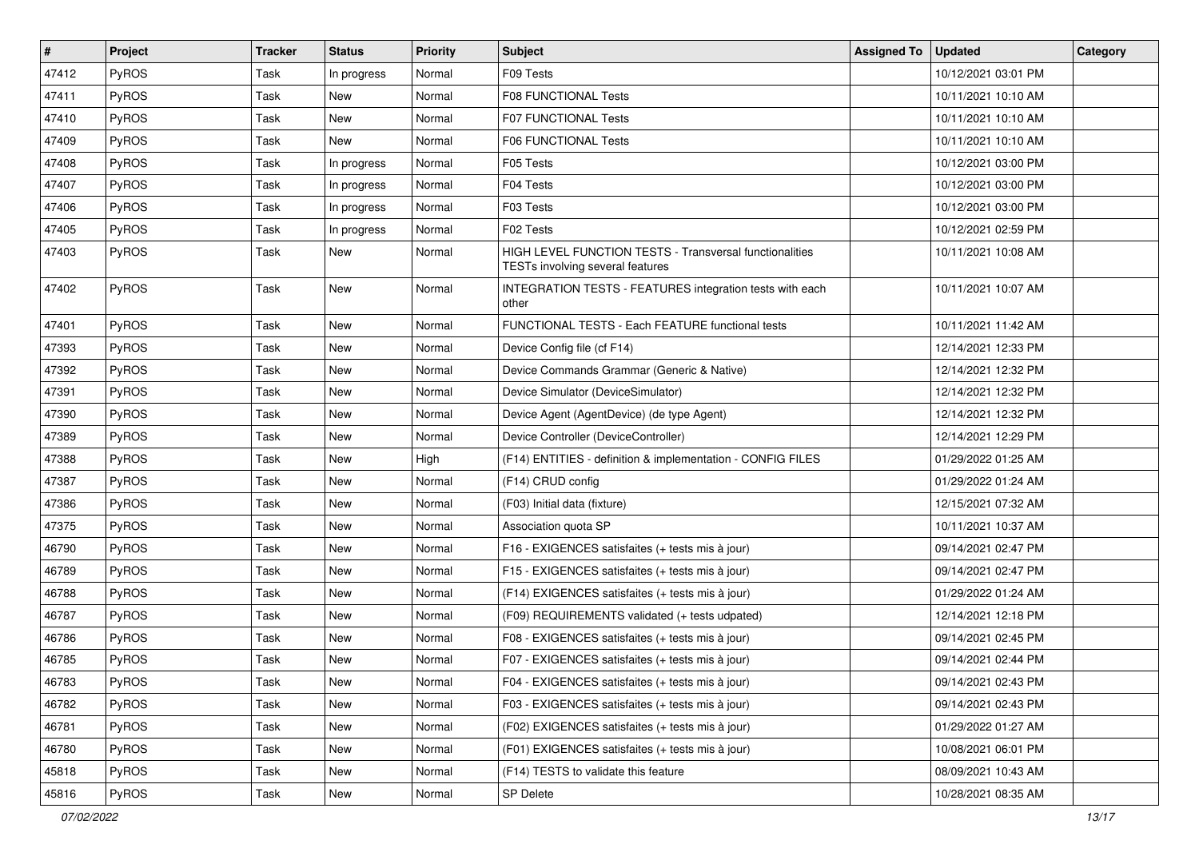| # | Project | Tracker | Status | Priority | Subject | Assigned To | Updated | Category |
|---|---|---|---|---|---|---|---|---|
| 47412 | PyROS | Task | In progress | Normal | F09 Tests | | 10/12/2021 03:01 PM | |
| 47411 | PyROS | Task | New | Normal | F08 FUNCTIONAL Tests | | 10/11/2021 10:10 AM | |
| 47410 | PyROS | Task | New | Normal | F07 FUNCTIONAL Tests | | 10/11/2021 10:10 AM | |
| 47409 | PyROS | Task | New | Normal | F06 FUNCTIONAL Tests | | 10/11/2021 10:10 AM | |
| 47408 | PyROS | Task | In progress | Normal | F05 Tests | | 10/12/2021 03:00 PM | |
| 47407 | PyROS | Task | In progress | Normal | F04 Tests | | 10/12/2021 03:00 PM | |
| 47406 | PyROS | Task | In progress | Normal | F03 Tests | | 10/12/2021 03:00 PM | |
| 47405 | PyROS | Task | In progress | Normal | F02 Tests | | 10/12/2021 02:59 PM | |
| 47403 | PyROS | Task | New | Normal | HIGH LEVEL FUNCTION TESTS - Transversal functionalities TESTs involving several features | | 10/11/2021 10:08 AM | |
| 47402 | PyROS | Task | New | Normal | INTEGRATION TESTS - FEATURES integration tests with each other | | 10/11/2021 10:07 AM | |
| 47401 | PyROS | Task | New | Normal | FUNCTIONAL TESTS - Each FEATURE functional tests | | 10/11/2021 11:42 AM | |
| 47393 | PyROS | Task | New | Normal | Device Config file (cf F14) | | 12/14/2021 12:33 PM | |
| 47392 | PyROS | Task | New | Normal | Device Commands Grammar (Generic & Native) | | 12/14/2021 12:32 PM | |
| 47391 | PyROS | Task | New | Normal | Device Simulator (DeviceSimulator) | | 12/14/2021 12:32 PM | |
| 47390 | PyROS | Task | New | Normal | Device Agent (AgentDevice) (de type Agent) | | 12/14/2021 12:32 PM | |
| 47389 | PyROS | Task | New | Normal | Device Controller (DeviceController) | | 12/14/2021 12:29 PM | |
| 47388 | PyROS | Task | New | High | (F14) ENTITIES - definition & implementation - CONFIG FILES | | 01/29/2022 01:25 AM | |
| 47387 | PyROS | Task | New | Normal | (F14) CRUD config | | 01/29/2022 01:24 AM | |
| 47386 | PyROS | Task | New | Normal | (F03) Initial data (fixture) | | 12/15/2021 07:32 AM | |
| 47375 | PyROS | Task | New | Normal | Association quota SP | | 10/11/2021 10:37 AM | |
| 46790 | PyROS | Task | New | Normal | F16 - EXIGENCES satisfaites (+ tests mis à jour) | | 09/14/2021 02:47 PM | |
| 46789 | PyROS | Task | New | Normal | F15 - EXIGENCES satisfaites (+ tests mis à jour) | | 09/14/2021 02:47 PM | |
| 46788 | PyROS | Task | New | Normal | (F14) EXIGENCES satisfaites (+ tests mis à jour) | | 01/29/2022 01:24 AM | |
| 46787 | PyROS | Task | New | Normal | (F09) REQUIREMENTS validated (+ tests udpated) | | 12/14/2021 12:18 PM | |
| 46786 | PyROS | Task | New | Normal | F08 - EXIGENCES satisfaites (+ tests mis à jour) | | 09/14/2021 02:45 PM | |
| 46785 | PyROS | Task | New | Normal | F07 - EXIGENCES satisfaites (+ tests mis à jour) | | 09/14/2021 02:44 PM | |
| 46783 | PyROS | Task | New | Normal | F04 - EXIGENCES satisfaites (+ tests mis à jour) | | 09/14/2021 02:43 PM | |
| 46782 | PyROS | Task | New | Normal | F03 - EXIGENCES satisfaites (+ tests mis à jour) | | 09/14/2021 02:43 PM | |
| 46781 | PyROS | Task | New | Normal | (F02) EXIGENCES satisfaites (+ tests mis à jour) | | 01/29/2022 01:27 AM | |
| 46780 | PyROS | Task | New | Normal | (F01) EXIGENCES satisfaites (+ tests mis à jour) | | 10/08/2021 06:01 PM | |
| 45818 | PyROS | Task | New | Normal | (F14) TESTS to validate this feature | | 08/09/2021 10:43 AM | |
| 45816 | PyROS | Task | New | Normal | SP Delete | | 10/28/2021 08:35 AM | |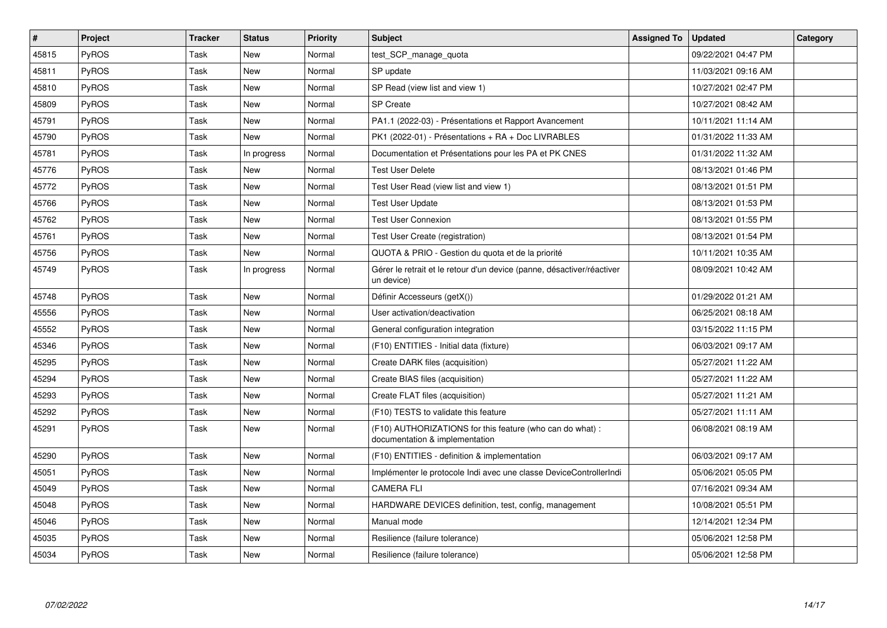| # | Project | Tracker | Status | Priority | Subject | Assigned To | Updated | Category |
|---|---|---|---|---|---|---|---|---|
| 45815 | PyROS | Task | New | Normal | test_SCP_manage_quota | | 09/22/2021 04:47 PM | |
| 45811 | PyROS | Task | New | Normal | SP update | | 11/03/2021 09:16 AM | |
| 45810 | PyROS | Task | New | Normal | SP Read (view list and view 1) | | 10/27/2021 02:47 PM | |
| 45809 | PyROS | Task | New | Normal | SP Create | | 10/27/2021 08:42 AM | |
| 45791 | PyROS | Task | New | Normal | PA1.1 (2022-03) - Présentations et Rapport Avancement | | 10/11/2021 11:14 AM | |
| 45790 | PyROS | Task | New | Normal | PK1 (2022-01) - Présentations + RA + Doc LIVRABLES | | 01/31/2022 11:33 AM | |
| 45781 | PyROS | Task | In progress | Normal | Documentation et Présentations pour les PA et PK CNES | | 01/31/2022 11:32 AM | |
| 45776 | PyROS | Task | New | Normal | Test User Delete | | 08/13/2021 01:46 PM | |
| 45772 | PyROS | Task | New | Normal | Test User Read (view list and view 1) | | 08/13/2021 01:51 PM | |
| 45766 | PyROS | Task | New | Normal | Test User Update | | 08/13/2021 01:53 PM | |
| 45762 | PyROS | Task | New | Normal | Test User Connexion | | 08/13/2021 01:55 PM | |
| 45761 | PyROS | Task | New | Normal | Test User Create (registration) | | 08/13/2021 01:54 PM | |
| 45756 | PyROS | Task | New | Normal | QUOTA & PRIO - Gestion du quota et de la priorité | | 10/11/2021 10:35 AM | |
| 45749 | PyROS | Task | In progress | Normal | Gérer le retrait et le retour d'un device (panne, désactiver/réactiver un device) | | 08/09/2021 10:42 AM | |
| 45748 | PyROS | Task | New | Normal | Définir Accesseurs (getX()) | | 01/29/2022 01:21 AM | |
| 45556 | PyROS | Task | New | Normal | User activation/deactivation | | 06/25/2021 08:18 AM | |
| 45552 | PyROS | Task | New | Normal | General configuration integration | | 03/15/2022 11:15 PM | |
| 45346 | PyROS | Task | New | Normal | (F10) ENTITIES - Initial data (fixture) | | 06/03/2021 09:17 AM | |
| 45295 | PyROS | Task | New | Normal | Create DARK files (acquisition) | | 05/27/2021 11:22 AM | |
| 45294 | PyROS | Task | New | Normal | Create BIAS files (acquisition) | | 05/27/2021 11:22 AM | |
| 45293 | PyROS | Task | New | Normal | Create FLAT files (acquisition) | | 05/27/2021 11:21 AM | |
| 45292 | PyROS | Task | New | Normal | (F10) TESTS to validate this feature | | 05/27/2021 11:11 AM | |
| 45291 | PyROS | Task | New | Normal | (F10) AUTHORIZATIONS for this feature (who can do what) : documentation & implementation | | 06/08/2021 08:19 AM | |
| 45290 | PyROS | Task | New | Normal | (F10) ENTITIES - definition & implementation | | 06/03/2021 09:17 AM | |
| 45051 | PyROS | Task | New | Normal | Implémenter le protocole Indi avec une classe DeviceControllerIndi | | 05/06/2021 05:05 PM | |
| 45049 | PyROS | Task | New | Normal | CAMERA FLI | | 07/16/2021 09:34 AM | |
| 45048 | PyROS | Task | New | Normal | HARDWARE DEVICES definition, test, config, management | | 10/08/2021 05:51 PM | |
| 45046 | PyROS | Task | New | Normal | Manual mode | | 12/14/2021 12:34 PM | |
| 45035 | PyROS | Task | New | Normal | Resilience (failure tolerance) | | 05/06/2021 12:58 PM | |
| 45034 | PyROS | Task | New | Normal | Resilience (failure tolerance) | | 05/06/2021 12:58 PM | |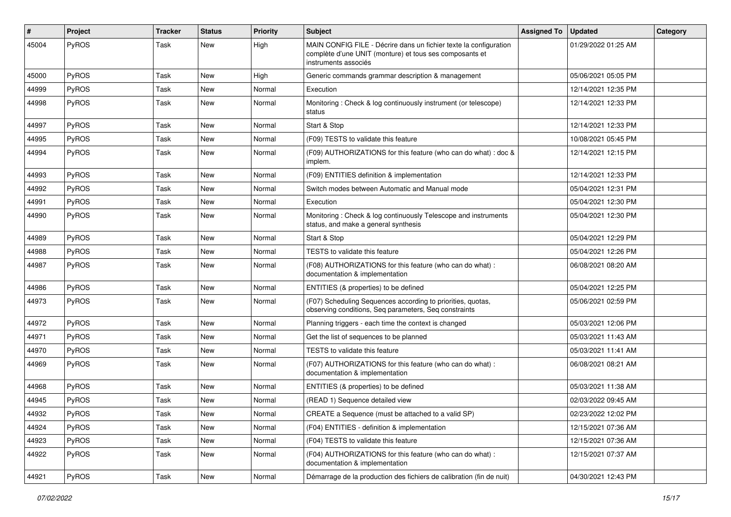| # | Project | Tracker | Status | Priority | Subject | Assigned To | Updated | Category |
|---|---|---|---|---|---|---|---|---|
| 45004 | PyROS | Task | New | High | MAIN CONFIG FILE - Décrire dans un fichier texte la configuration complète d'une UNIT (monture) et tous ses composants et instruments associés | | 01/29/2022 01:25 AM | |
| 45000 | PyROS | Task | New | High | Generic commands grammar description & management | | 05/06/2021 05:05 PM | |
| 44999 | PyROS | Task | New | Normal | Execution | | 12/14/2021 12:35 PM | |
| 44998 | PyROS | Task | New | Normal | Monitoring : Check & log continuously instrument (or telescope) status | | 12/14/2021 12:33 PM | |
| 44997 | PyROS | Task | New | Normal | Start & Stop | | 12/14/2021 12:33 PM | |
| 44995 | PyROS | Task | New | Normal | (F09) TESTS to validate this feature | | 10/08/2021 05:45 PM | |
| 44994 | PyROS | Task | New | Normal | (F09) AUTHORIZATIONS for this feature (who can do what) : doc & implem. | | 12/14/2021 12:15 PM | |
| 44993 | PyROS | Task | New | Normal | (F09) ENTITIES definition & implementation | | 12/14/2021 12:33 PM | |
| 44992 | PyROS | Task | New | Normal | Switch modes between Automatic and Manual mode | | 05/04/2021 12:31 PM | |
| 44991 | PyROS | Task | New | Normal | Execution | | 05/04/2021 12:30 PM | |
| 44990 | PyROS | Task | New | Normal | Monitoring : Check & log continuously Telescope and instruments status, and make a general synthesis | | 05/04/2021 12:30 PM | |
| 44989 | PyROS | Task | New | Normal | Start & Stop | | 05/04/2021 12:29 PM | |
| 44988 | PyROS | Task | New | Normal | TESTS to validate this feature | | 05/04/2021 12:26 PM | |
| 44987 | PyROS | Task | New | Normal | (F08) AUTHORIZATIONS for this feature (who can do what) : documentation & implementation | | 06/08/2021 08:20 AM | |
| 44986 | PyROS | Task | New | Normal | ENTITIES (& properties) to be defined | | 05/04/2021 12:25 PM | |
| 44973 | PyROS | Task | New | Normal | (F07) Scheduling Sequences according to priorities, quotas, observing conditions, Seq parameters, Seq constraints | | 05/06/2021 02:59 PM | |
| 44972 | PyROS | Task | New | Normal | Planning triggers - each time the context is changed | | 05/03/2021 12:06 PM | |
| 44971 | PyROS | Task | New | Normal | Get the list of sequences to be planned | | 05/03/2021 11:43 AM | |
| 44970 | PyROS | Task | New | Normal | TESTS to validate this feature | | 05/03/2021 11:41 AM | |
| 44969 | PyROS | Task | New | Normal | (F07) AUTHORIZATIONS for this feature (who can do what) : documentation & implementation | | 06/08/2021 08:21 AM | |
| 44968 | PyROS | Task | New | Normal | ENTITIES (& properties) to be defined | | 05/03/2021 11:38 AM | |
| 44945 | PyROS | Task | New | Normal | (READ 1) Sequence detailed view | | 02/03/2022 09:45 AM | |
| 44932 | PyROS | Task | New | Normal | CREATE a Sequence (must be attached to a valid SP) | | 02/23/2022 12:02 PM | |
| 44924 | PyROS | Task | New | Normal | (F04) ENTITIES - definition & implementation | | 12/15/2021 07:36 AM | |
| 44923 | PyROS | Task | New | Normal | (F04) TESTS to validate this feature | | 12/15/2021 07:36 AM | |
| 44922 | PyROS | Task | New | Normal | (F04) AUTHORIZATIONS for this feature (who can do what) : documentation & implementation | | 12/15/2021 07:37 AM | |
| 44921 | PyROS | Task | New | Normal | Démarrage de la production des fichiers de calibration (fin de nuit) | | 04/30/2021 12:43 PM | |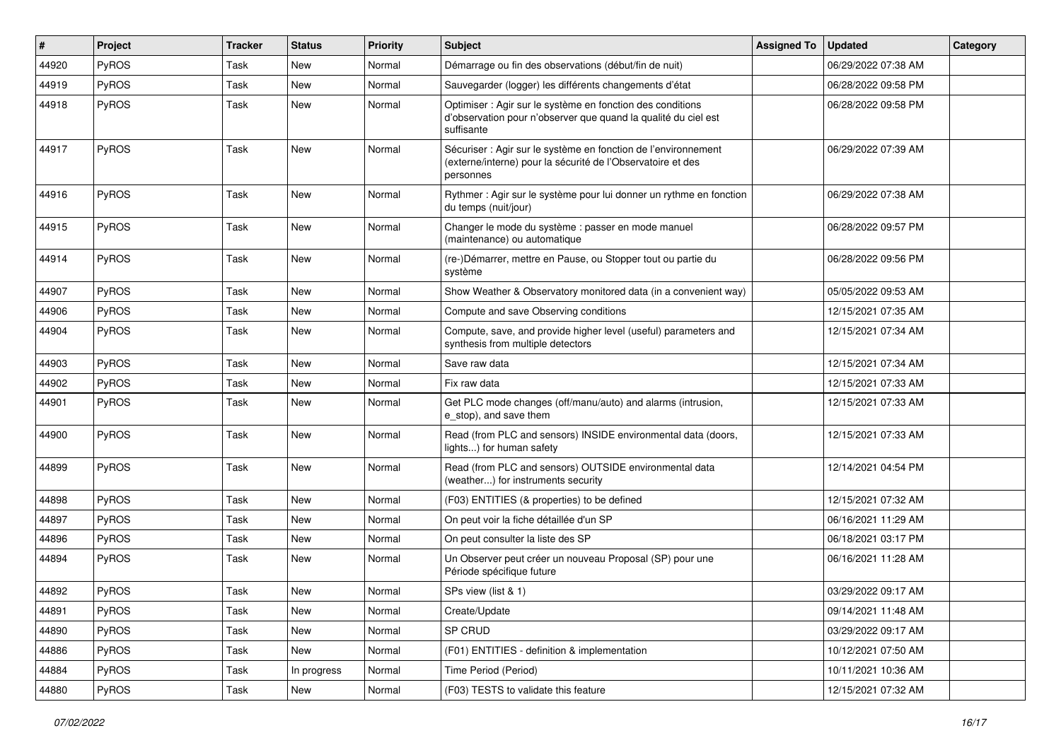| # | Project | Tracker | Status | Priority | Subject | Assigned To | Updated | Category |
|---|---|---|---|---|---|---|---|---|
| 44920 | PyROS | Task | New | Normal | Démarrage ou fin des observations (début/fin de nuit) | | 06/29/2022 07:38 AM | |
| 44919 | PyROS | Task | New | Normal | Sauvegarder (logger) les différents changements d'état | | 06/28/2022 09:58 PM | |
| 44918 | PyROS | Task | New | Normal | Optimiser : Agir sur le système en fonction des conditions d'observation pour n'observer que quand la qualité du ciel est suffisante | | 06/28/2022 09:58 PM | |
| 44917 | PyROS | Task | New | Normal | Sécuriser : Agir sur le système en fonction de l'environnement (externe/interne) pour la sécurité de l'Observatoire et des personnes | | 06/29/2022 07:39 AM | |
| 44916 | PyROS | Task | New | Normal | Rythmer : Agir sur le système pour lui donner un rythme en fonction du temps (nuit/jour) | | 06/29/2022 07:38 AM | |
| 44915 | PyROS | Task | New | Normal | Changer le mode du système : passer en mode manuel (maintenance) ou automatique | | 06/28/2022 09:57 PM | |
| 44914 | PyROS | Task | New | Normal | (re-)Démarrer, mettre en Pause, ou Stopper tout ou partie du système | | 06/28/2022 09:56 PM | |
| 44907 | PyROS | Task | New | Normal | Show Weather & Observatory monitored data (in a convenient way) | | 05/05/2022 09:53 AM | |
| 44906 | PyROS | Task | New | Normal | Compute and save Observing conditions | | 12/15/2021 07:35 AM | |
| 44904 | PyROS | Task | New | Normal | Compute, save, and provide higher level (useful) parameters and synthesis from multiple detectors | | 12/15/2021 07:34 AM | |
| 44903 | PyROS | Task | New | Normal | Save raw data | | 12/15/2021 07:34 AM | |
| 44902 | PyROS | Task | New | Normal | Fix raw data | | 12/15/2021 07:33 AM | |
| 44901 | PyROS | Task | New | Normal | Get PLC mode changes (off/manu/auto) and alarms (intrusion, e_stop), and save them | | 12/15/2021 07:33 AM | |
| 44900 | PyROS | Task | New | Normal | Read (from PLC and sensors) INSIDE environmental data (doors, lights...) for human safety | | 12/15/2021 07:33 AM | |
| 44899 | PyROS | Task | New | Normal | Read (from PLC and sensors) OUTSIDE environmental data (weather...) for instruments security | | 12/14/2021 04:54 PM | |
| 44898 | PyROS | Task | New | Normal | (F03) ENTITIES (& properties) to be defined | | 12/15/2021 07:32 AM | |
| 44897 | PyROS | Task | New | Normal | On peut voir la fiche détaillée d'un SP | | 06/16/2021 11:29 AM | |
| 44896 | PyROS | Task | New | Normal | On peut consulter la liste des SP | | 06/18/2021 03:17 PM | |
| 44894 | PyROS | Task | New | Normal | Un Observer peut créer un nouveau Proposal (SP) pour une Période spécifique future | | 06/16/2021 11:28 AM | |
| 44892 | PyROS | Task | New | Normal | SPs view (list & 1) | | 03/29/2022 09:17 AM | |
| 44891 | PyROS | Task | New | Normal | Create/Update | | 09/14/2021 11:48 AM | |
| 44890 | PyROS | Task | New | Normal | SP CRUD | | 03/29/2022 09:17 AM | |
| 44886 | PyROS | Task | New | Normal | (F01) ENTITIES - definition & implementation | | 10/12/2021 07:50 AM | |
| 44884 | PyROS | Task | In progress | Normal | Time Period (Period) | | 10/11/2021 10:36 AM | |
| 44880 | PyROS | Task | New | Normal | (F03) TESTS to validate this feature | | 12/15/2021 07:32 AM | |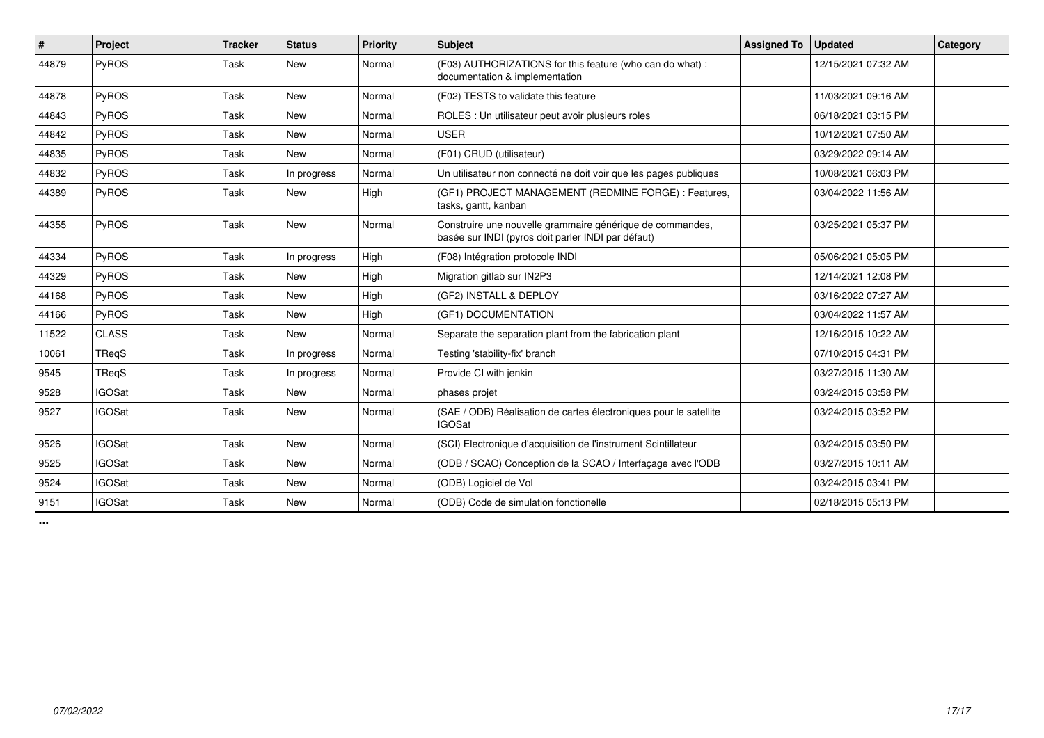| # | Project | Tracker | Status | Priority | Subject | Assigned To | Updated | Category |
|---|---|---|---|---|---|---|---|---|
| 44879 | PyROS | Task | New | Normal | (F03) AUTHORIZATIONS for this feature (who can do what) : documentation & implementation | | 12/15/2021 07:32 AM | |
| 44878 | PyROS | Task | New | Normal | (F02) TESTS to validate this feature | | 11/03/2021 09:16 AM | |
| 44843 | PyROS | Task | New | Normal | ROLES : Un utilisateur peut avoir plusieurs roles | | 06/18/2021 03:15 PM | |
| 44842 | PyROS | Task | New | Normal | USER | | 10/12/2021 07:50 AM | |
| 44835 | PyROS | Task | New | Normal | (F01) CRUD (utilisateur) | | 03/29/2022 09:14 AM | |
| 44832 | PyROS | Task | In progress | Normal | Un utilisateur non connecté ne doit voir que les pages publiques | | 10/08/2021 06:03 PM | |
| 44389 | PyROS | Task | New | High | (GF1) PROJECT MANAGEMENT (REDMINE FORGE) : Features, tasks, gantt, kanban | | 03/04/2022 11:56 AM | |
| 44355 | PyROS | Task | New | Normal | Construire une nouvelle grammaire générique de commandes, basée sur INDI (pyros doit parler INDI par défaut) | | 03/25/2021 05:37 PM | |
| 44334 | PyROS | Task | In progress | High | (F08) Intégration protocole INDI | | 05/06/2021 05:05 PM | |
| 44329 | PyROS | Task | New | High | Migration gitlab sur IN2P3 | | 12/14/2021 12:08 PM | |
| 44168 | PyROS | Task | New | High | (GF2) INSTALL & DEPLOY | | 03/16/2022 07:27 AM | |
| 44166 | PyROS | Task | New | High | (GF1) DOCUMENTATION | | 03/04/2022 11:57 AM | |
| 11522 | CLASS | Task | New | Normal | Separate the separation plant from the fabrication plant | | 12/16/2015 10:22 AM | |
| 10061 | TReqS | Task | In progress | Normal | Testing 'stability-fix' branch | | 07/10/2015 04:31 PM | |
| 9545 | TReqS | Task | In progress | Normal | Provide CI with jenkin | | 03/27/2015 11:30 AM | |
| 9528 | IGOSat | Task | New | Normal | phases projet | | 03/24/2015 03:58 PM | |
| 9527 | IGOSat | Task | New | Normal | (SAE / ODB) Réalisation de cartes électroniques pour le satellite IGOSat | | 03/24/2015 03:52 PM | |
| 9526 | IGOSat | Task | New | Normal | (SCI) Electronique d'acquisition de l'instrument Scintillateur | | 03/24/2015 03:50 PM | |
| 9525 | IGOSat | Task | New | Normal | (ODB / SCAO) Conception de la SCAO / Interfaçage avec l'ODB | | 03/27/2015 10:11 AM | |
| 9524 | IGOSat | Task | New | Normal | (ODB) Logiciel de Vol | | 03/24/2015 03:41 PM | |
| 9151 | IGOSat | Task | New | Normal | (ODB) Code de simulation fonctionelle | | 02/18/2015 05:13 PM | |

...